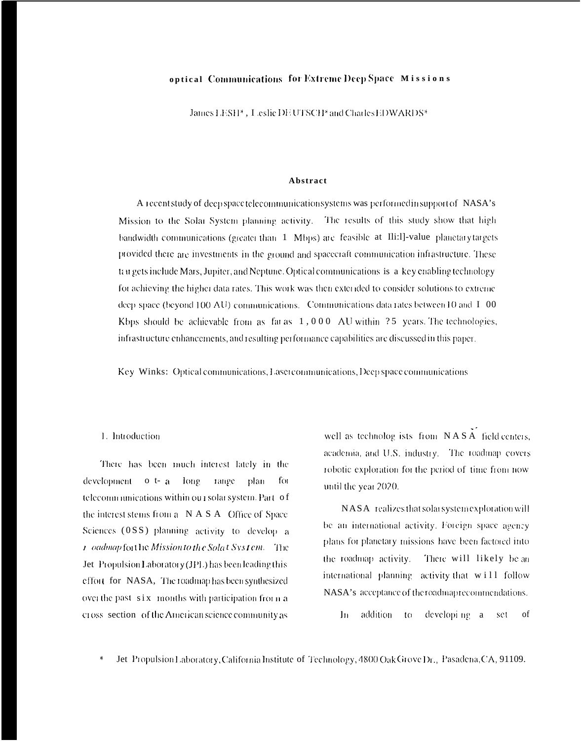# optical Communications for Extreme Deep Space Missions

James LESH*, Leslie DEUTSCH* and Charles EDWARDS*

## Abstract

A recent study of deep space telecommunication systems was performed in support of NASA's Mission to the Solar System planning activity. The results of this study show that high bandwidth communications (greater than 1 Mbps) are feasible at Ili:l]-value planetary targets provided there are investments in the ground and spacecraft communication infrastructure. These targets include Mars, Jupiter, and Neptune. Optical communications is a key enabling technology for achieving the higher data rates. This work was then extended to consider solutions to extreme deep space (beyond 100 AU) communications. Communications data rates between 10 and 100 Kbps should be achievable from as far as 1,000 AU within ?5 years. The technologies, infrastructure enhancements, and resulting performance capabilities are discussed in this paper.

Key Winks: Optical communications, Laser communications, Deep space communications

## 1. Introduction

There has been much interest lately in the development of a long range plan for telecommunications within our solar system. Part of the interest stems from a NASA Office of Space Sciences (OSS) planning activity to develop a *roadmap* for the *Mission to the Solar System*. The Jet Propulsion Laboratory (JPL) has been leading this effort for NASA, The roadmap has been synthesized over the past six months with participation from a cross section of the American science community as well as technologists from NASA field centers, academia, and U.S. industry. The roadmap covers robotic exploration for the period of time from now until the year 2020.

NASA realizes that solar system exploration will be an international activity. Foreign space agency plans for planetary missions have been factored into the roadmap activity. There will likely be an international planning activity that will follow NASA's acceptance of the roadmap recommendations.

In addition to developing a set of

* Jet Propulsion Laboratory, California Institute of Technology, 4800 Oak Grove Dr., Pasadena, CA, 91109.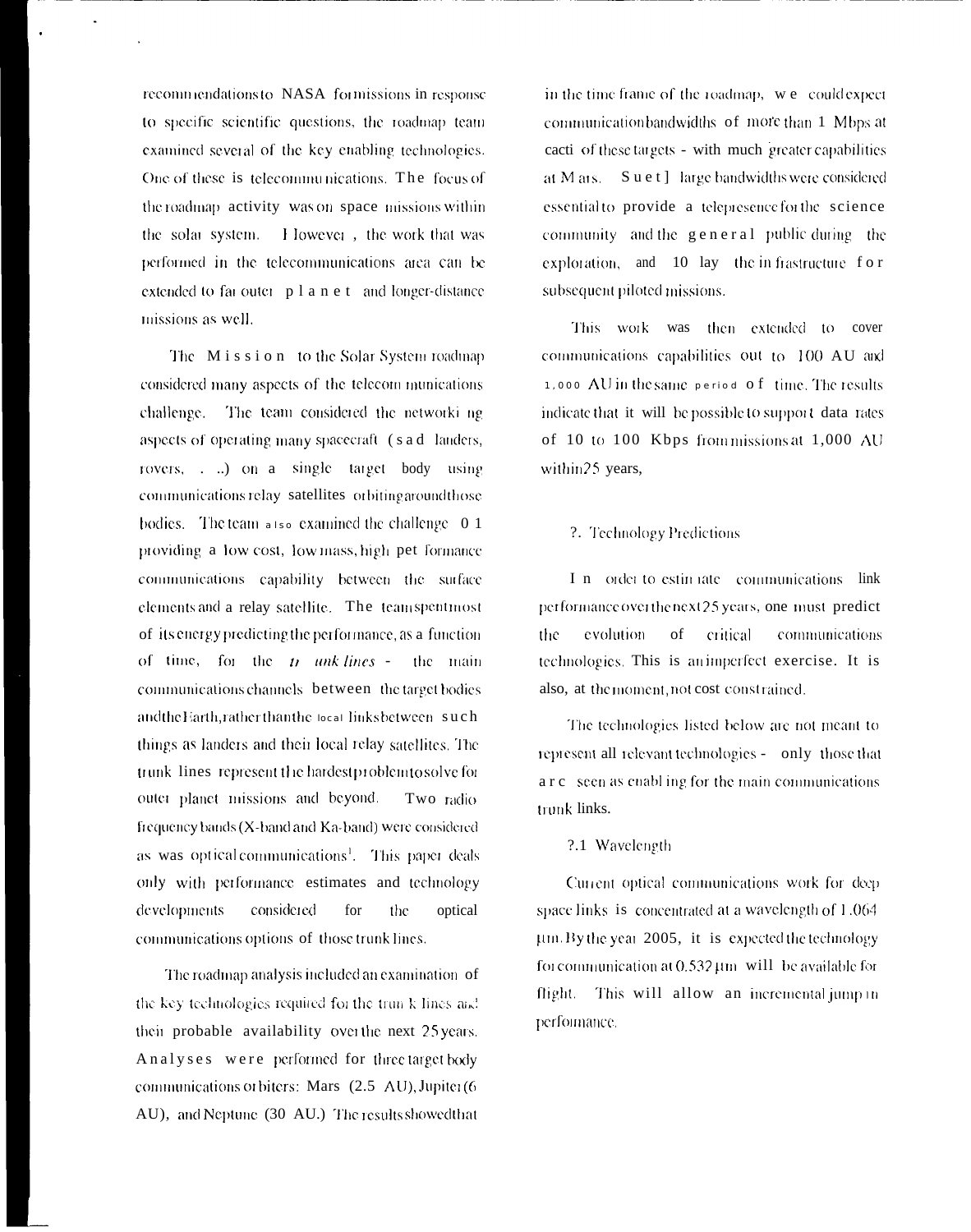recommendations to NASA for missions in response to specific scientific questions, the roadmap team examined several of the key enabling technologies. One of these is telecommunications. The focus of the roadmap activity was on space missions within the solar system. However, the work that was performed in the telecommunications area can be extended to far outer planet and longer-distance missions as well.

The Mission to the Solar System roadmap considered many aspects of the telecommunications challenge. The team considered the networking aspects of operating many spacecraft (sad landers, rovers, . ..) on a single target body using communications relay satellites orbiting around those bodies. The team also examined the challenge 01 providing a low cost, low mass, high performance communications capability between the surface elements and a relay satellite. The team spent most of its energy predicting the performance, as a function of time, for the *trunk lines* - the main communications channels between the target bodies and the Earth, rather than the local links between such things as landers and their local relay satellites. The trunk lines represent the hardest problem to solve for outer planet missions and beyond. Two radio frequency bands (X-band and Ka-band) were considered as was optical communications[1]. This paper deals only with performance estimates and technology developments considered for the optical communications options of those trunk lines.

The roadmap analysis included an examination of the key technologies required for the trunk lines and their probable availability over the next 25 years. Analyses were performed for three target body communications orbiters: Mars (2.5 AU), Jupiter (6 AU), and Neptune (30 AU.) The results showed that in the time frame of the roadmap, we could expect communication bandwidths of more than 1 Mbps at each of these targets - with much greater capabilities at Mars. Such large bandwidths were considered essential to provide a telepresence for the science community and the general public during the exploration, and 10 lay the infrastructure for subsequent piloted missions.

This work was then extended to cover communications capabilities out to 100 AU and 1,000 AU in the same period of time. The results indicate that it will be possible to support data rates of 10 to 100 Kbps from missions at 1,000 AU within 25 years,

## ?. Technology Predictions

In order to estimate communications link performance over the next 25 years, one must predict the evolution of critical communications technologies. This is an imperfect exercise. It is also, at the moment, not cost constrained.

The technologies listed below are not meant to represent all relevant technologies - only those that are seen as enabling for the main communications trunk links.

### ?.1 Wavelength

Current optical communications work for deep space links is concentrated at a wavelength of 1.064 μm. By the year 2005, it is expected the technology for communication at 0.532 μm will be available for flight. This will allow an incremental jump in performance.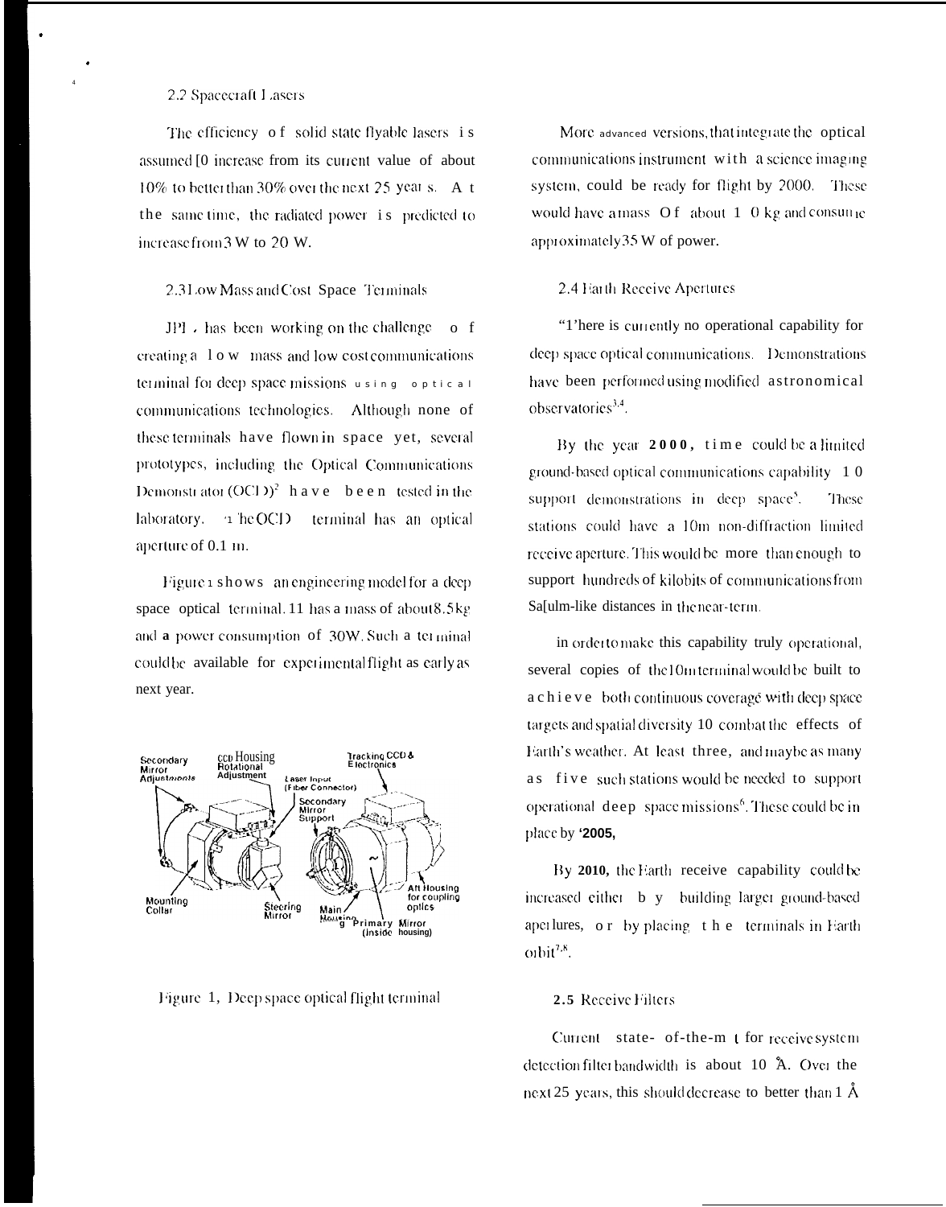## 2.2 Spacecraft Lasers

The efficiency of solid state flyable lasers is assumed to increase from its current value of about 10% to better than 30% over the next 25 years. At the same time, the radiated power is predicted to increase from 3 W to 20 W.

## 2.3 Low Mass and Cost Space Terminals

JPL has been working on the challenge of creating a low mass and low cost communications terminal for deep space missions using optical communications technologies. Although none of these terminals have flown in space yet, several prototypes, including the Optical Communications Demonstrator (OCD)[2] have been tested in the laboratory. The OCD terminal has an optical aperture of 0.1 m.

Figure 1 shows an engineering model for a deep space optical terminal. It has a mass of about 8.5 kg and a power consumption of 30W. Such a terminal could be available for experimental flight as early as next year.

Figure 1, Deep space optical flight terminal

More advanced versions, that integrate the optical communications instrument with a science imaging system, could be ready for flight by 2000. These would have a mass of about 10 kg and consume approximately 35 W of power.

## 2.4 Earth Receive Apertures

"There is currently no operational capability for deep space optical communications. Demonstrations have been performed using modified astronomical observatories[3,4].

By the year **2000**, time could be a limited ground-based optical communications capability to support demonstrations in deep space[5]. These stations could have a 10m non-diffraction limited receive aperture. This would be more than enough to support hundreds of kilobits of communications from Saturn-like distances in the near-term.

in order to make this capability truly operational, several copies of the 10m terminal would be built to achieve both continuous coverage with deep space targets and spatial diversity to combat the effects of Earth's weather. At least three, and maybe as many as five such stations would be needed to support operational deep space missions[6]. These could be in place by **'2005,**

By **2010,** the Earth receive capability could be increased either by building larger ground-based apertures, or by placing the terminals in Earth orbit[7,8].

## 2.5 Receive Filters

Current state-of-the-art for receive system detection filter bandwidth is about 10 Å. Over the next 25 years, this should decrease to better than 1 Å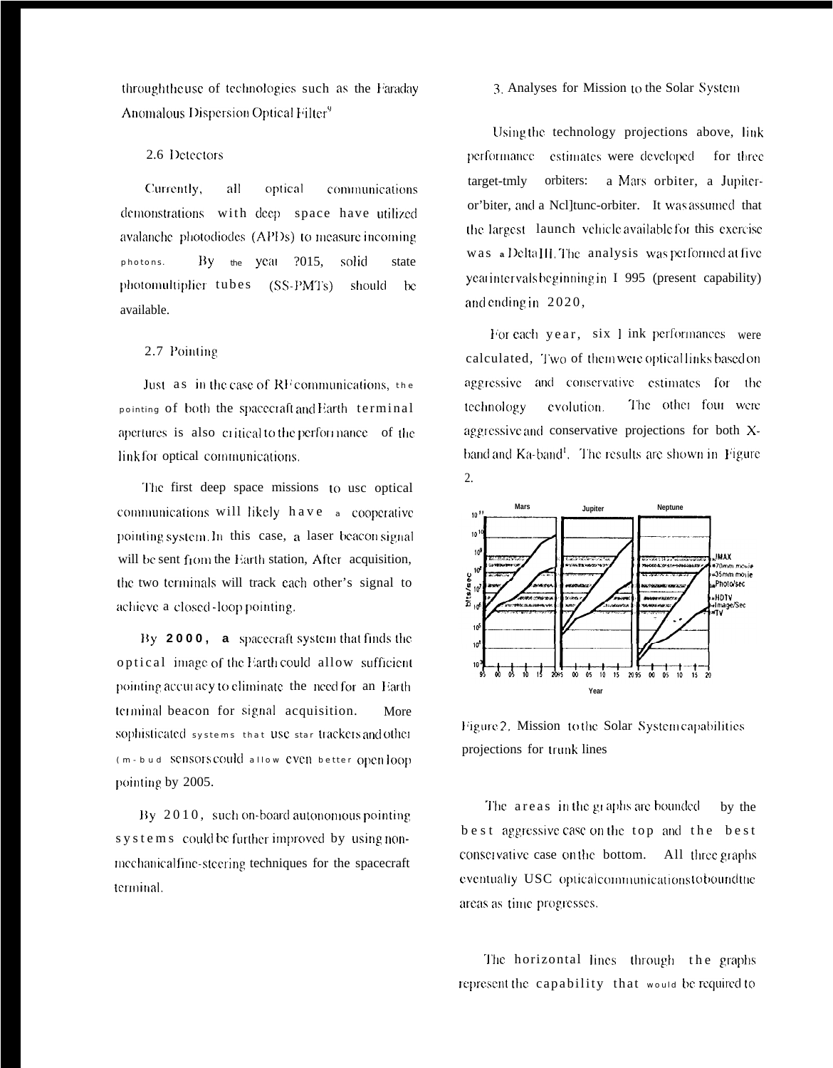through the use of technologies such as the Faraday Anomalous Dispersion Optical Filter[9]

### 2.6 Detectors

Currently, all optical communications demonstrations with deep space have utilized avalanche photodiodes (APDs) to measure incoming photons. By the year 2015, solid state photomultiplier tubes (SS-PMTs) should be available.

### 2.7 Pointing

Just as in the case of RF communications, the pointing of both the spacecraft and Earth terminal apertures is also critical to the performance of the link for optical communications.

The first deep space missions to use optical communications will likely have a cooperative pointing system. In this case, a laser beacon signal will be sent from the Earth station. After acquisition, the two terminals will track each other's signal to achieve a closed-loop pointing.

By **2000, a** spacecraft system that finds the optical image of the Earth could allow sufficient pointing accuracy to eliminate the need for an Earth terminal beacon for signal acquisition. More sophisticated systems that use star trackers and other (m-bud sensors could allow even better open loop pointing by 2005.

By 2010, such on-board autonomous pointing systems could be further improved by using non-mechanical fine-steering techniques for the spacecraft terminal.

## 3. Analyses for Mission to the Solar System

Using the technology projections above, link performance estimates were developed for three target-tmly orbiters: a Mars orbiter, a Jupiter-or'biter, and a Neptune-orbiter. It was assumed that the largest launch vehicle available for this exercise was a Delta III. The analysis was performed at five year intervals beginning in 1995 (present capability) and ending in 2020.

For each year, six link performances were calculated. Two of them were optical links based on aggressive and conservative estimates for the technology evolution. The other four were aggressive and conservative projections for both X-band and Ka-band[1]. The results are shown in Figure 2.

Figure 2. Mission to the Solar System capabilities projections for trunk lines

The areas in the graphs are bounded by the best aggressive case on the top and the best conservative case on the bottom. All three graphs eventually use optical communications to bound the areas as time progresses.

The horizontal lines through the graphs represent the capability that would be required to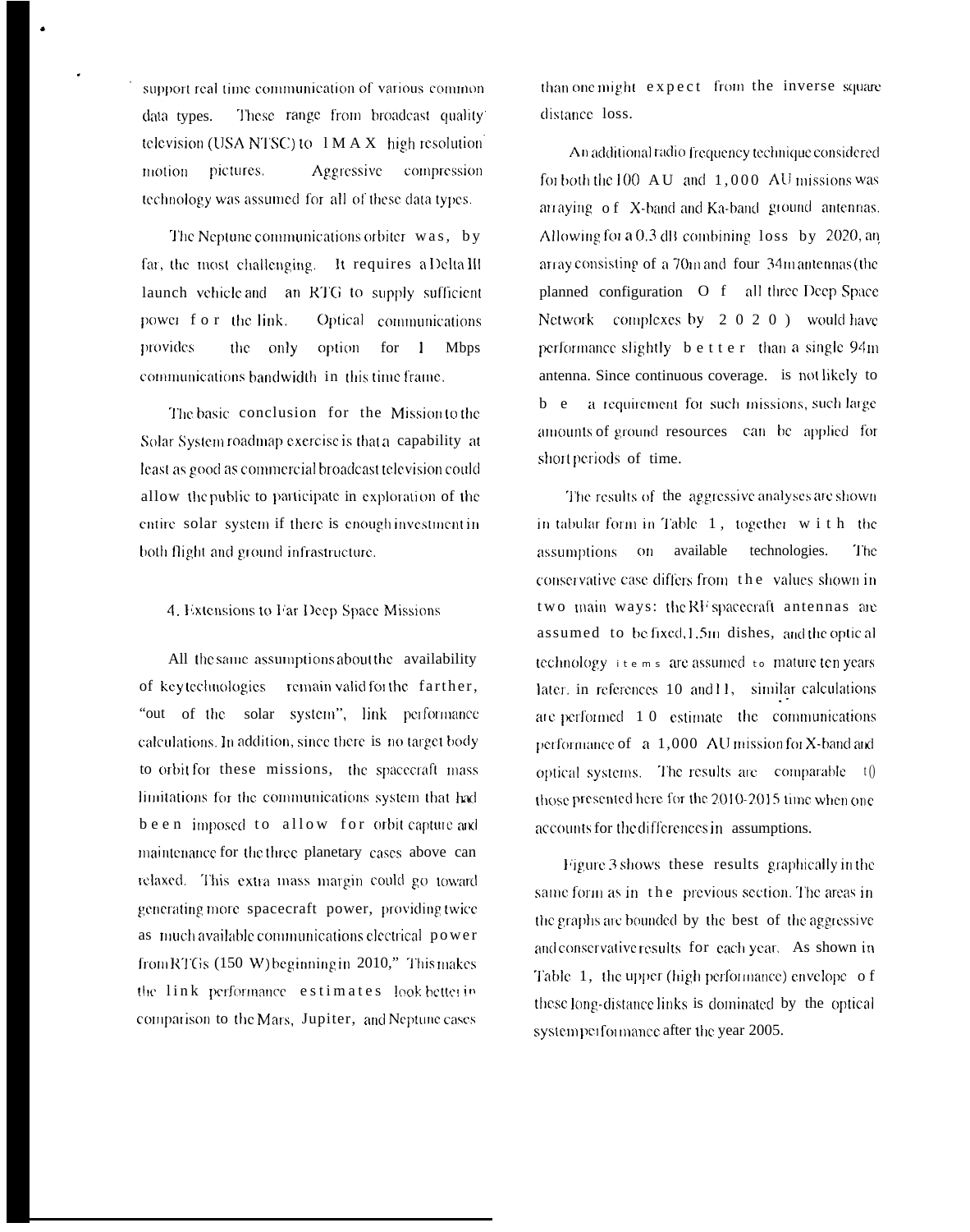support real time communication of various common data types. These range from broadcast quality television (USA NTSC) to IMAX high resolution motion pictures. Aggressive compression technology was assumed for all of these data types.

The Neptune communications orbiter was, by far, the most challenging. It requires a Delta III launch vehicle and an RTG to supply sufficient power for the link. Optical communications provides the only option for 1 Mbps communications bandwidth in this time frame.

The basic conclusion for the Mission to the Solar System roadmap exercise is that a capability at least as good as commercial broadcast television could allow the public to participate in exploration of the entire solar system if there is enough investment in both flight and ground infrastructure.

## 4. Extensions to Far Deep Space Missions

All the same assumptions about the availability of key technologies remain valid for the farther, "out of the solar system", link performance calculations. In addition, since there is no target body to orbit for these missions, the spacecraft mass limitations for the communications system that had been imposed to allow for orbit capture and maintenance for the three planetary cases above can relaxed. This extra mass margin could go toward generating more spacecraft power, providing twice as much available communications electrical power from RTGs (150 W) beginning in 2010," This makes the link performance estimates look better in comparison to the Mars, Jupiter, and Neptune cases than one might expect from the inverse square distance loss.

An additional radio frequency technique considered for both the 100 AU and 1,000 AU missions was arraying of X-band and Ka-band ground antennas. Allowing for a 0.3 dB combining loss by 2020, an array consisting of a 70m and four 34m antennas (the planned configuration of all three Deep Space Network complexes by 2020) would have performance slightly better than a single 94m antenna. Since continuous coverage. is not likely to be a requirement for such missions, such large amounts of ground resources can be applied for short periods of time.

The results of the aggressive analyses are shown in tabular form in Table 1, together with the assumptions on available technologies. The conservative case differs from the values shown in two main ways: the RF spacecraft antennas are assumed to be fixed, 1.5m dishes, and the optical technology items are assumed to mature ten years later. in references 10 and 11, similar calculations are performed to estimate the communications performance of a 1,000 AU mission for X-band and optical systems. The results are comparable to those presented here for the 2010-2015 time when one accounts for the differences in assumptions.

Figure 3 shows these results graphically in the same form as in the previous section. The areas in the graphs are bounded by the best of the aggressive and conservative results for each year. As shown in Table 1, the upper (high performance) envelope of these long-distance links is dominated by the optical system performance after the year 2005.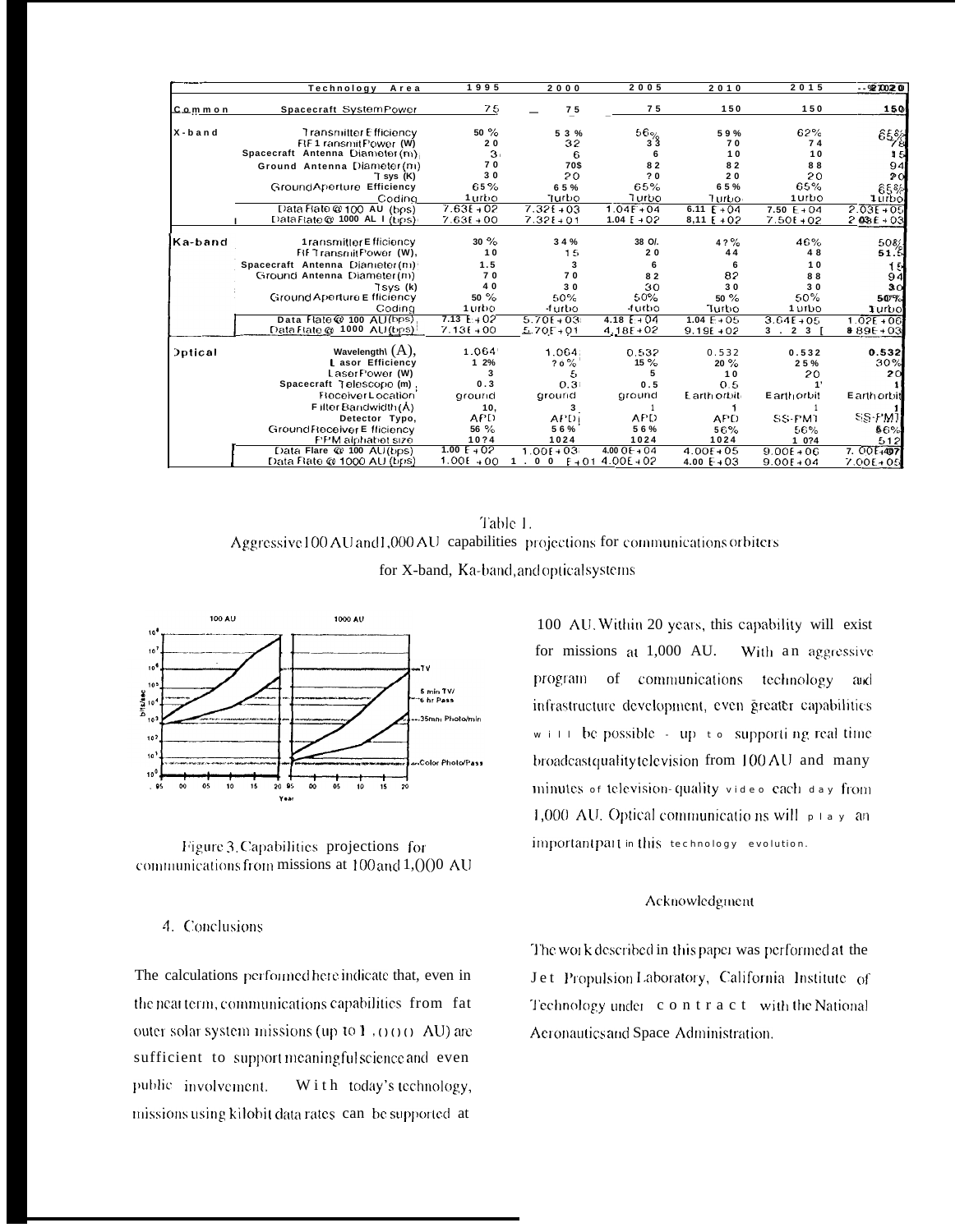| | Technology Area | 1995 | 2000 | 2005 | 2010 | 2015 | 2020 |
|---|---|---|---|---|---|---|---|
| Common | Spacecraft System Power | 75 | 75 | 75 | 150 | 150 | 150 |
| X-band | Transmitter Efficiency | 50 % | 53 % | 56% | 59% | 62% | 65% |
| | RF Transmit Power (W) | 20 | 32 | 33 | 70 | 74 | 78 |
| | Spacecraft Antenna Diameter (m) | 3 | 6 | 6 | 10 | 10 | 15 |
| | Ground Antenna Diameter (m) | 70 | 70$ | 82 | 82 | 88 | 94 |
| | T sys (K) | 30 | 20 | 20 | 20 | 20 | 20 |
| | Ground Aperture Efficiency | 65% | 65% | 65% | 65% | 65% | 65% |
| | Coding | Turbo | Turbo | Turbo | Turbo | Turbo | Turbo |
| | Data Rate @ 100 AU (bps) | 7.63E+02 | 7.32E+03 | 1.04E+04 | 6.11 E+04 | 7.50 E+04 | 2.03E+05 |
| | Data Rate @ 1000 AU (bps) | 7.63E+00 | 7.32E+01 | 1.04 E+02 | 8.11 E+02 | 7.50E+02 | 2.03E+03 |
| Ka-band | Transmitter Efficiency | 30 % | 34% | 38 %. | 42% | 46% | 50% |
| | RF Transmit Power (W), | 10 | 15 | 20 | 44 | 48 | 51.5 |
| | Spacecraft Antenna Diameter (m) | 1.5 | 3 | 6 | 6 | 10 | 15 |
| | Ground Antenna Diameter (m) | 70 | 70 | 82 | 82 | 88 | 94 |
| | Tsys (k) | 40 | 30 | 30 | 30 | 30 | 30 |
| | Ground Aperture Efficiency | 50 % | 50% | 50% | 50 % | 50% | 50% |
| | Coding | Turbo | Turbo | Turbo | Turbo | Turbo | Turbo |
| | Data Rate @ 100 AU (bps) | 7.13 E+02 | 5.70E+03 | 4.18 E+04 | 1.04 E+05 | 3.64E+05 | 1.02E+06 |
| | Data Rate @ 1000 AU (bps) | 7.13E+00 | 5.70E+01 | 4.18E+02 | 9.19E+02 | 3.23 E | 8.89E+03 |
| Optical | Wavelength (A), | 1.064 | 1.064 | 0.532 | 0.532 | 0.532 | 0.532 |
| | Laser Efficiency | 12% | 20% | 15% | 20% | 25% | 30% |
| | Laser Power (W) | 3 | 5 | 5 | 10 | 20 | 20 |
| | Spacecraft Telescope (m) | 0.3 | 0.3 | 0.5 | 0.5 | 1 | 1 |
| | Receiver Location | ground | ground | ground | Earth orbit | Earth orbit | Earth orbit |
| | Filter Bandwidth (Å) | 10, | 3 | 1 | 1 | 1 | 1 |
| | Detector Type, | APD | APD | APD | APD | SS-PM1 | SS-PM1 |
| | Ground Receiver Efficiency | 56 % | 56% | 56% | 56% | 56% | 56% |
| | PPM alphabet size | 1024 | 1024 | 1024 | 1024 | 1024 | 512 |
| | Data Rate @ 100 AU (bps) | 1.00 E+02 | 1.00E+03 | 4.00E+04 | 4.00E+05 | 9.00E+06 | 7.00E+07 |
| | Data Rate @ 1000 AU (bps) | 1.00E+00 | 1.00 E+01 | 4.00E+02 | 4.00 E+03 | 9.00E+04 | 7.00E+05 |

Table 1.
Aggressive 100 AU and 1,000 AU capabilities projections for communications orbiters for X-band, Ka-band, and optical systems

Figure 3. Capabilities projections for communications from missions at 100 and 1,000 AU

## 4. Conclusions

The calculations performed here indicate that, even in the near term, communications capabilities from far outer solar system missions (up to 1,000 AU) are sufficient to support meaningful science and even public involvement. With today's technology, missions using kilobit data rates can be supported at 100 AU. Within 20 years, this capability will exist for missions at 1,000 AU. With an aggressive program of communications technology and infrastructure development, even greater capabilities will be possible - up to supporting real time broadcast quality television from 100 AU and many minutes of television-quality video each day from 1,000 AU. Optical communications will play an important part in this technology evolution.

## Acknowledgment

The work described in this paper was performed at the Jet Propulsion Laboratory, California Institute of Technology under contract with the National Aeronautics and Space Administration.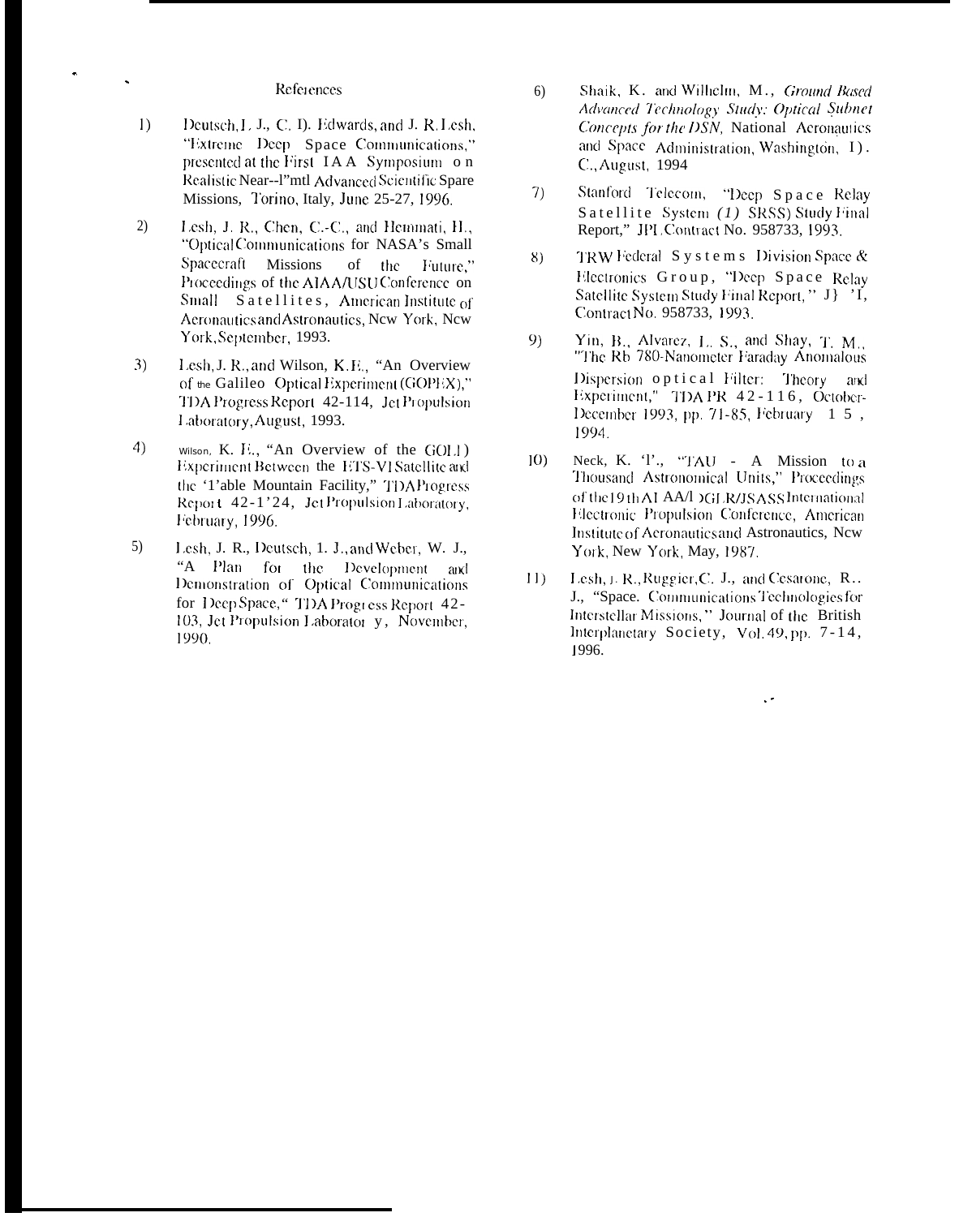## References

1) Deutsch, L. J., C. D. Edwards, and J. R. Lesh, "Extreme Deep Space Communications," presented at the First IAA Symposium on Realistic Near-Term Advanced Scientific Space Missions, Torino, Italy, June 25-27, 1996.

2) Lesh, J. R., Chen, C.-C., and Hemmati, H., "Optical Communications for NASA's Small Spacecraft Missions of the Future," Proceedings of the AIAA/USU Conference on Small Satellites, American Institute of Aeronautics and Astronautics, New York, New York, September, 1993.

3) Lesh, J. R., and Wilson, K. E., "An Overview of the Galileo Optical Experiment (GOPEX)," TDA Progress Report 42-114, Jet Propulsion Laboratory, August, 1993.

4) Wilson, K. E., "An Overview of the GOLD Experiment Between the ETS-VI Satellite and the Table Mountain Facility," TDA Progress Report 42-124, Jet Propulsion Laboratory, February, 1996.

5) Lesh, J. R., Deutsch, L. J., and Weber, W. J., "A Plan for the Development and Demonstration of Optical Communications for Deep Space," TDA Progress Report 42-103, Jet Propulsion Laboratory, November, 1990.

6) Shaik, K. and Wilhelm, M., *Ground Based Advanced Technology Study: Optical Subnet Concepts for the DSN,* National Aeronautics and Space Administration, Washington, D. C., August, 1994

7) Stanford Telecom, "Deep Space Relay Satellite System (DSRSS) Study Final Report," JPL Contract No. 958733, 1993.

8) TRW Federal Systems Division Space & Electronics Group, "Deep Space Relay Satellite System Study Final Report," JPL Contract No. 958733, 1993.

9) Yin, B., Alvarez, L. S., and Shay, T. M., "The Rb 780-Nanometer Faraday Anomalous Dispersion optical Filter: Theory and Experiment," TDA PR 42-116, October-December 1993, pp. 71-85, February 15, 1994.

10) Neck, K. T., "TAU - A Mission to a Thousand Astronomical Units," Proceedings of the 19th AIAA/DGLR/JSASS International Electronic Propulsion Conference, American Institute of Aeronautics and Astronautics, New York, New York, May, 1987.

11) Lesh, J. R., Ruggier, C. J., and Cesarone, R. J., "Space Communications Technologies for Interstellar Missions," Journal of the British Interplanetary Society, Vol. 49, pp. 7-14, 1996.